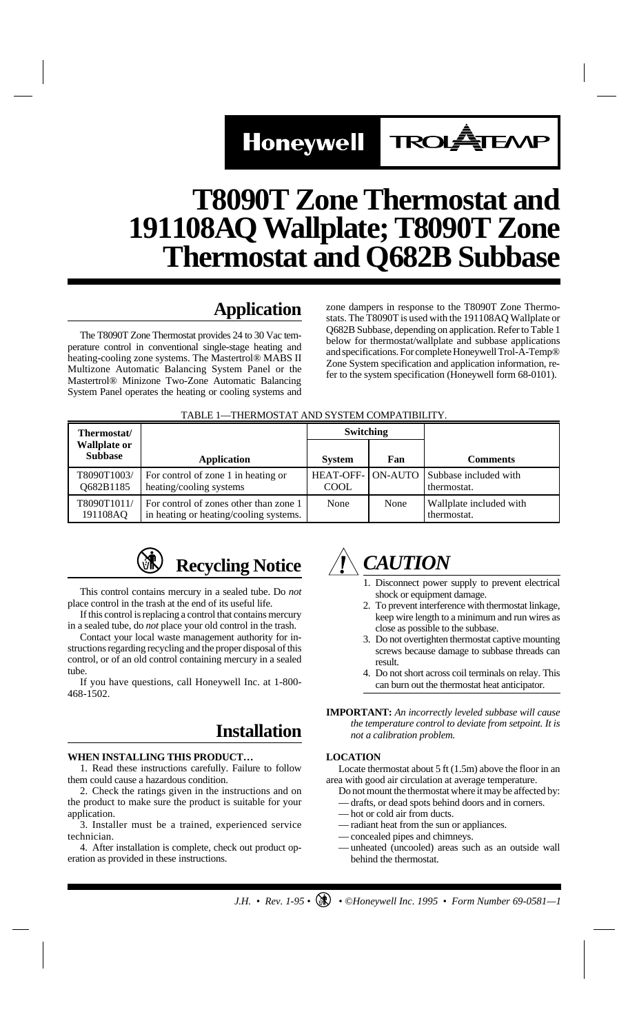Honeywell TROL-A-TEMP

# T8090T Zone Thermostat and 191108AQ Wallplate; T8090T Zone Thermostat and Q682B Subbase

## Application

The T8090T Zone Thermostat provides 24 to 30 Vac temperature control in conventional single-stage heating and heating-cooling zone systems. The Mastertrol® MABS II Multizone Automatic Balancing System Panel or the Mastertrol® Minizone Two-Zone Automatic Balancing System Panel operates the heating or cooling systems and zone dampers in response to the T8090T Zone Thermostats. The T8090T is used with the 191108AQ Wallplate or Q682B Subbase, depending on application. Refer to Table 1 below for thermostat/wallplate and subbase applications and specifications. For complete Honeywell Trol-A-Temp® Zone System specification and application information, refer to the system specification (Honeywell form 68-0101).

TABLE 1—THERMOSTAT AND SYSTEM COMPATIBILITY.

| Thermostat/ Wallplate or Subbase | Application | Switching | | Comments |
|---|---|---|---|---|
| | | System | Fan | |
| T8090T1003/ Q682B1185 | For control of zone 1 in heating or heating/cooling systems | HEAT-OFF-COOL | ON-AUTO | Subbase included with thermostat. |
| T8090T1011/ 191108AQ | For control of zones other than zone 1 in heating or heating/cooling systems. | None | None | Wallplate included with thermostat. |

## Recycling Notice

This control contains mercury in a sealed tube. Do *not* place control in the trash at the end of its useful life.

If this control is replacing a control that contains mercury in a sealed tube, do *not* place your old control in the trash.

Contact your local waste management authority for instructions regarding recycling and the proper disposal of this control, or of an old control containing mercury in a sealed tube.

If you have questions, call Honeywell Inc. at 1-800-468-1502.

## Installation

### WHEN INSTALLING THIS PRODUCT…

1. Read these instructions carefully. Failure to follow them could cause a hazardous condition.

2. Check the ratings given in the instructions and on the product to make sure the product is suitable for your application.

3. Installer must be a trained, experienced service technician.

4. After installation is complete, check out product operation as provided in these instructions.

## *CAUTION*

1. Disconnect power supply to prevent electrical shock or equipment damage.
2. To prevent interference with thermostat linkage, keep wire length to a minimum and run wires as close as possible to the subbase.
3. Do not overtighten thermostat captive mounting screws because damage to subbase threads can result.
4. Do not short across coil terminals on relay. This can burn out the thermostat heat anticipator.

**IMPORTANT:** *An incorrectly leveled subbase will cause the temperature control to deviate from setpoint. It is not a calibration problem.*

### LOCATION

Locate thermostat about 5 ft (1.5m) above the floor in an area with good air circulation at average temperature.

Do not mount the thermostat where it may be affected by:
- drafts, or dead spots behind doors and in corners.
- hot or cold air from ducts.
- radiant heat from the sun or appliances.
- concealed pipes and chimneys.
- unheated (uncooled) areas such as an outside wall behind the thermostat.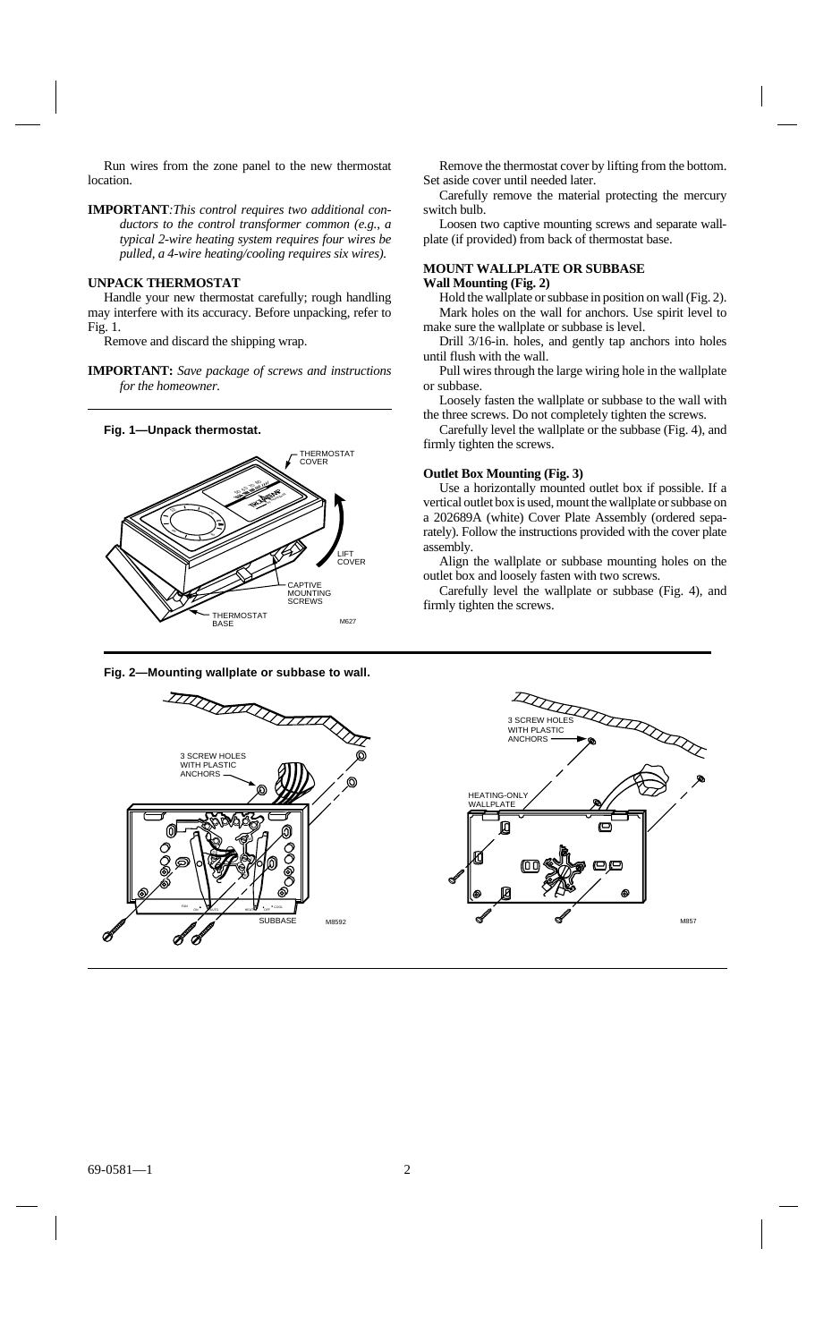Run wires from the zone panel to the new thermostat location.

**IMPORTANT**:*This control requires two additional conductors to the control transformer common (e.g., a typical 2-wire heating system requires four wires be pulled, a 4-wire heating/cooling requires six wires).*

### UNPACK THERMOSTAT

Handle your new thermostat carefully; rough handling may interfere with its accuracy. Before unpacking, refer to Fig. 1.

Remove and discard the shipping wrap.

**IMPORTANT:** *Save package of screws and instructions for the homeowner.*

**Fig. 1—Unpack thermostat.**

Remove the thermostat cover by lifting from the bottom. Set aside cover until needed later.

Carefully remove the material protecting the mercury switch bulb.

Loosen two captive mounting screws and separate wallplate (if provided) from back of thermostat base.

### MOUNT WALLPLATE OR SUBBASE

#### Wall Mounting (Fig. 2)

Hold the wallplate or subbase in position on wall (Fig. 2).

Mark holes on the wall for anchors. Use spirit level to make sure the wallplate or subbase is level.

Drill 3/16-in. holes, and gently tap anchors into holes until flush with the wall.

Pull wires through the large wiring hole in the wallplate or subbase.

Loosely fasten the wallplate or subbase to the wall with the three screws. Do not completely tighten the screws.

Carefully level the wallplate or the subbase (Fig. 4), and firmly tighten the screws.

#### Outlet Box Mounting (Fig. 3)

Use a horizontally mounted outlet box if possible. If a vertical outlet box is used, mount the wallplate or subbase on a 202689A (white) Cover Plate Assembly (ordered separately). Follow the instructions provided with the cover plate assembly.

Align the wallplate or subbase mounting holes on the outlet box and loosely fasten with two screws.

Carefully level the wallplate or subbase (Fig. 4), and firmly tighten the screws.

**Fig. 2—Mounting wallplate or subbase to wall.**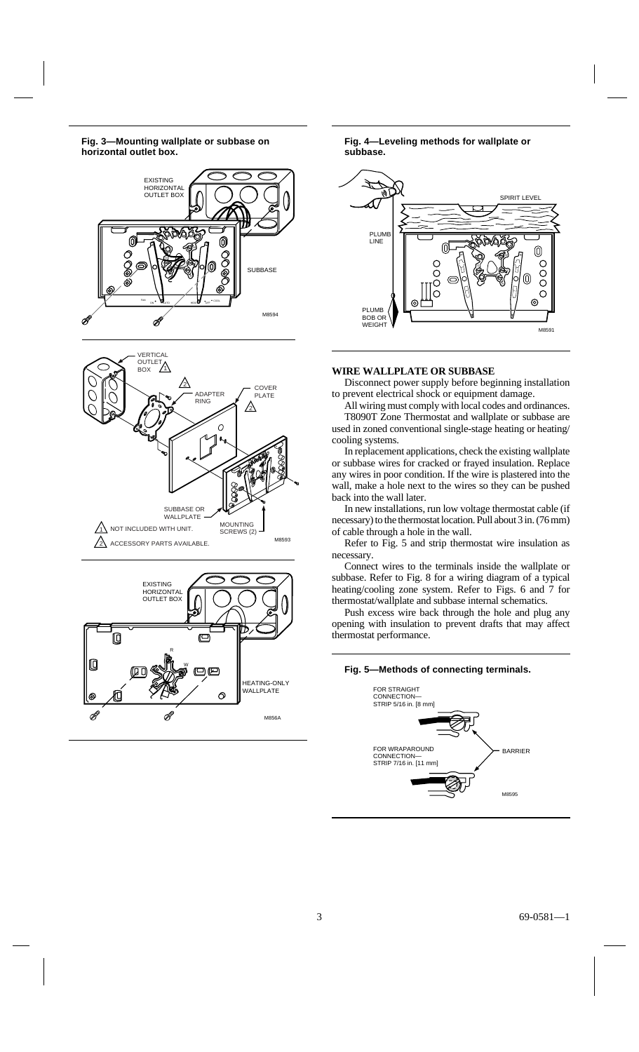**Fig. 3—Mounting wallplate or subbase on horizontal outlet box.**

**Fig. 4—Leveling methods for wallplate or subbase.**

## WIRE WALLPLATE OR SUBBASE

Disconnect power supply before beginning installation to prevent electrical shock or equipment damage.

All wiring must comply with local codes and ordinances.

T8090T Zone Thermostat and wallplate or subbase are used in zoned conventional single-stage heating or heating/cooling systems.

In replacement applications, check the existing wallplate or subbase wires for cracked or frayed insulation. Replace any wires in poor condition. If the wire is plastered into the wall, make a hole next to the wires so they can be pushed back into the wall later.

In new installations, run low voltage thermostat cable (if necessary) to the thermostat location. Pull about 3 in. (76 mm) of cable through a hole in the wall.

Refer to Fig. 5 and strip thermostat wire insulation as necessary.

Connect wires to the terminals inside the wallplate or subbase. Refer to Fig. 8 for a wiring diagram of a typical heating/cooling zone system. Refer to Figs. 6 and 7 for thermostat/wallplate and subbase internal schematics.

Push excess wire back through the hole and plug any opening with insulation to prevent drafts that may affect thermostat performance.

**Fig. 5—Methods of connecting terminals.**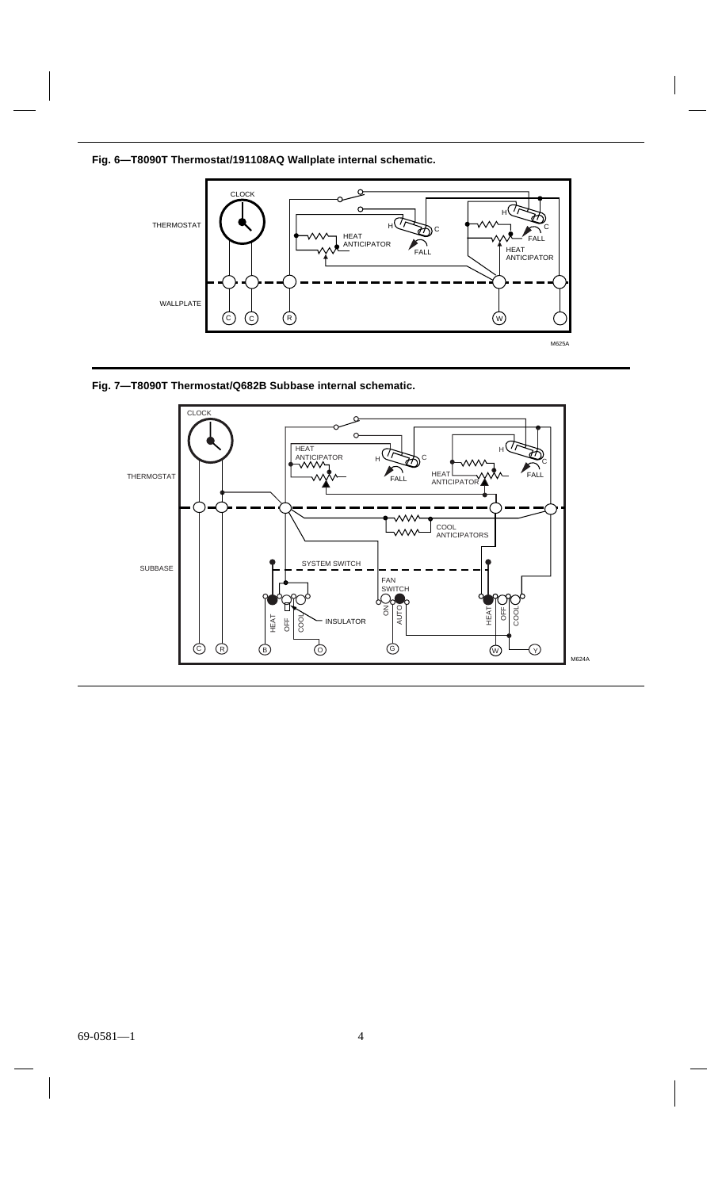**Fig. 6—T8090T Thermostat/191108AQ Wallplate internal schematic.**

**Fig. 7—T8090T Thermostat/Q682B Subbase internal schematic.**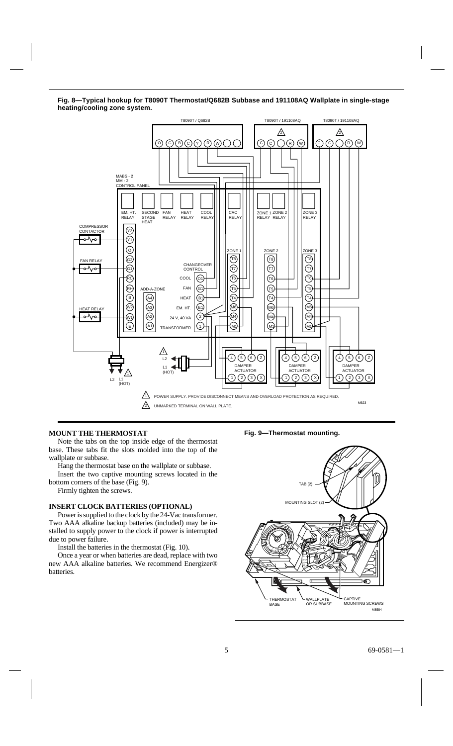**Fig. 8—Typical hookup for T8090T Thermostat/Q682B Subbase and 191108AQ Wallplate in single-stage heating/cooling zone system.**

⚠1 POWER SUPPLY. PROVIDE DISCONNECT MEANS AND OVERLOAD PROTECTION AS REQUIRED.

⚠2 UNMARKED TERMINAL ON WALL PLATE.

## MOUNT THE THERMOSTAT

Note the tabs on the top inside edge of the thermostat base. These tabs fit the slots molded into the top of the wallplate or subbase.

Hang the thermostat base on the wallplate or subbase.

Insert the two captive mounting screws located in the bottom corners of the base (Fig. 9).

Firmly tighten the screws.

## INSERT CLOCK BATTERIES (OPTIONAL)

Power is supplied to the clock by the 24-Vac transformer. Two AAA alkaline backup batteries (included) may be installed to supply power to the clock if power is interrupted due to power failure.

Install the batteries in the thermostat (Fig. 10).

Once a year or when batteries are dead, replace with two new AAA alkaline batteries. We recommend Energizer® batteries.

**Fig. 9—Thermostat mounting.**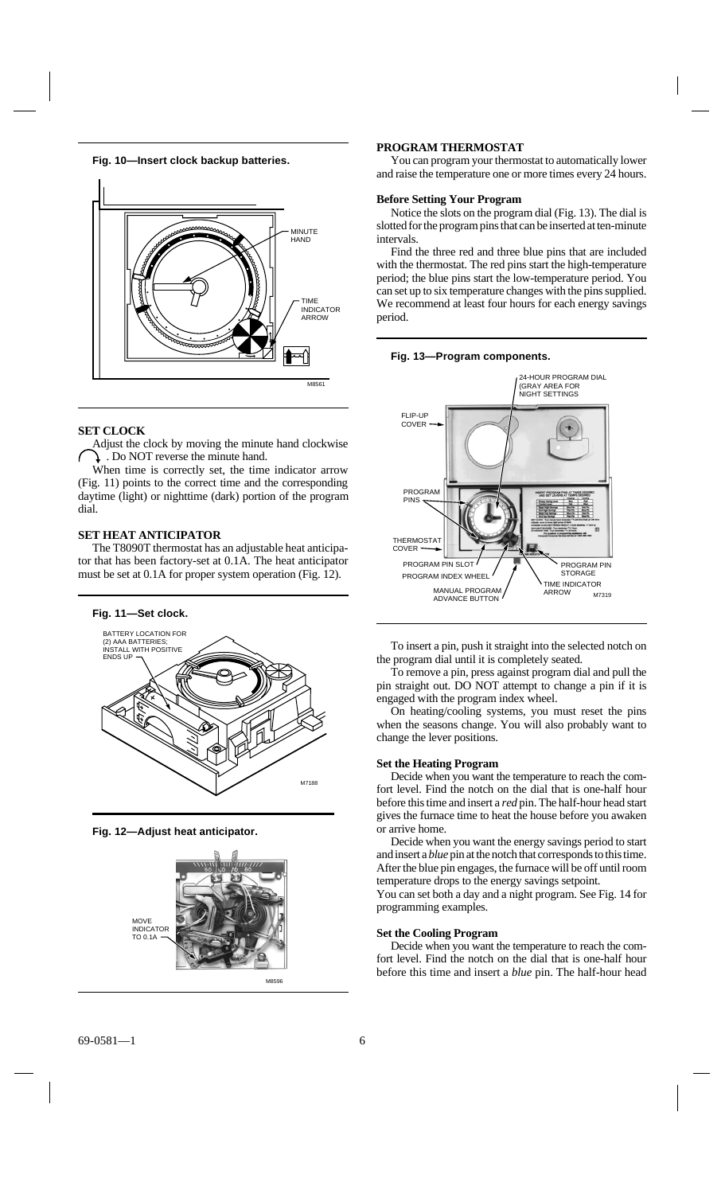**Fig. 10—Insert clock backup batteries.**

MINUTE HAND

TIME INDICATOR ARROW

M8561

## SET CLOCK

Adjust the clock by moving the minute hand clockwise. Do NOT reverse the minute hand.

When time is correctly set, the time indicator arrow (Fig. 11) points to the correct time and the corresponding daytime (light) or nighttime (dark) portion of the program dial.

## SET HEAT ANTICIPATOR

The T8090T thermostat has an adjustable heat anticipator that has been factory-set at 0.1A. The heat anticipator must be set at 0.1A for proper system operation (Fig. 12).

**Fig. 11—Set clock.**

BATTERY LOCATION FOR (2) AAA BATTERIES; INSTALL WITH POSITIVE ENDS UP

M7188

**Fig. 12—Adjust heat anticipator.**

MOVE INDICATOR TO 0.1A

M8596

## PROGRAM THERMOSTAT

You can program your thermostat to automatically lower and raise the temperature one or more times every 24 hours.

### Before Setting Your Program

Notice the slots on the program dial (Fig. 13). The dial is slotted for the program pins that can be inserted at ten-minute intervals.

Find the three red and three blue pins that are included with the thermostat. The red pins start the high-temperature period; the blue pins start the low-temperature period. You can set up to six temperature changes with the pins supplied. We recommend at least four hours for each energy savings period.

**Fig. 13—Program components.**

24-HOUR PROGRAM DIAL (GRAY AREA FOR NIGHT SETTINGS

FLIP-UP COVER

PROGRAM PINS

THERMOSTAT COVER

PROGRAM PIN SLOT

PROGRAM INDEX WHEEL

MANUAL PROGRAM ADVANCE BUTTON

PROGRAM PIN STORAGE

TIME INDICATOR ARROW

M7319

To insert a pin, push it straight into the selected notch on the program dial until it is completely seated.

To remove a pin, press against program dial and pull the pin straight out. DO NOT attempt to change a pin if it is engaged with the program index wheel.

On heating/cooling systems, you must reset the pins when the seasons change. You will also probably want to change the lever positions.

### Set the Heating Program

Decide when you want the temperature to reach the comfort level. Find the notch on the dial that is one-half hour before this time and insert a *red* pin. The half-hour head start gives the furnace time to heat the house before you awaken or arrive home.

Decide when you want the energy savings period to start and insert a *blue* pin at the notch that corresponds to this time. After the blue pin engages, the furnace will be off until room temperature drops to the energy savings setpoint.

You can set both a day and a night program. See Fig. 14 for programming examples.

### Set the Cooling Program

Decide when you want the temperature to reach the comfort level. Find the notch on the dial that is one-half hour before this time and insert a *blue* pin. The half-hour head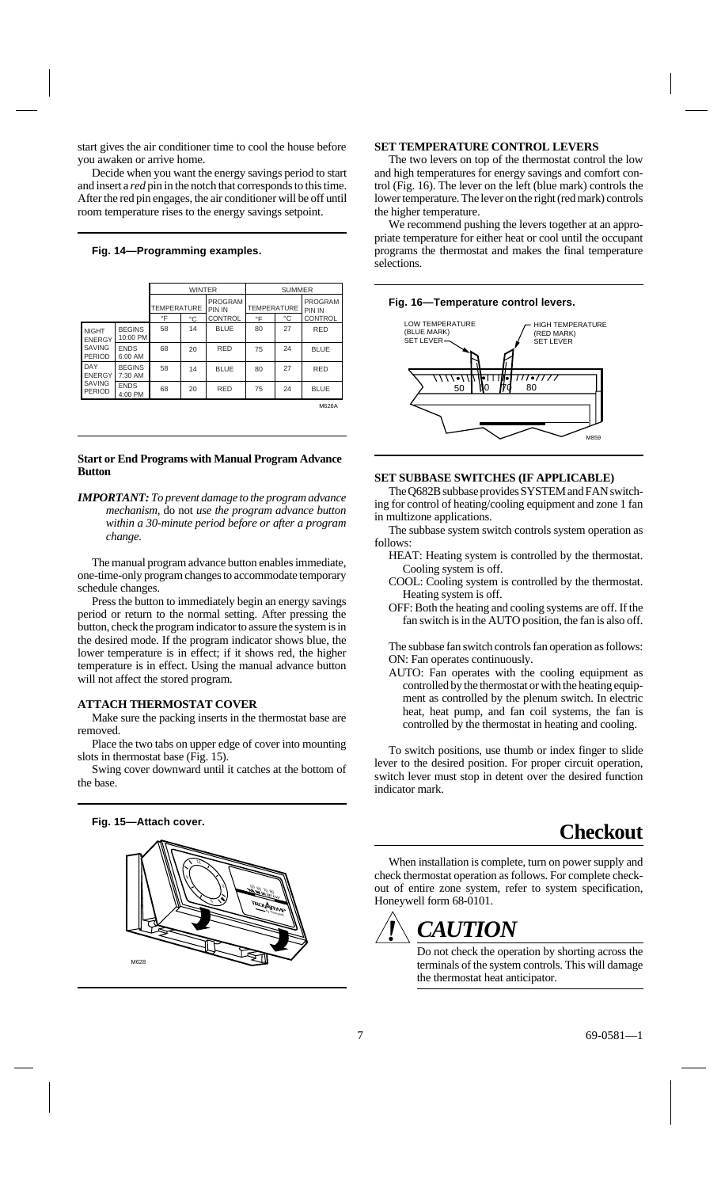start gives the air conditioner time to cool the house before you awaken or arrive home.

Decide when you want the energy savings period to start and insert a *red* pin in the notch that corresponds to this time. After the red pin engages, the air conditioner will be off until room temperature rises to the energy savings setpoint.

**Fig. 14—Programming examples.**

| | | WINTER | | | SUMMER | | |
|---|---|---|---|---|---|---|---|
| | | TEMPERATURE | | PROGRAM PIN IN | TEMPERATURE | | PROGRAM PIN IN |
| | | °F | °C | CONTROL | °F | °C | CONTROL |
| NIGHT ENERGY SAVING PERIOD | BEGINS 10:00 PM | 58 | 14 | BLUE | 80 | 27 | RED |
| | ENDS 6:00 AM | 68 | 20 | RED | 75 | 24 | BLUE |
| DAY ENERGY SAVING PERIOD | BEGINS 7:30 AM | 58 | 14 | BLUE | 80 | 27 | RED |
| | ENDS 4:00 PM | 68 | 20 | RED | 75 | 24 | BLUE |

M626A

**Start or End Programs with Manual Program Advance Button**

***IMPORTANT:*** *To prevent damage to the program advance mechanism,* do not *use the program advance button within a 30-minute period before or after a program change.*

The manual program advance button enables immediate, one-time-only program changes to accommodate temporary schedule changes.

Press the button to immediately begin an energy savings period or return to the normal setting. After pressing the button, check the program indicator to assure the system is in the desired mode. If the program indicator shows blue, the lower temperature is in effect; if it shows red, the higher temperature is in effect. Using the manual advance button will not affect the stored program.

**ATTACH THERMOSTAT COVER**

Make sure the packing inserts in the thermostat base are removed.

Place the two tabs on upper edge of cover into mounting slots in thermostat base (Fig. 15).

Swing cover downward until it catches at the bottom of the base.

**Fig. 15—Attach cover.**

M628

**SET TEMPERATURE CONTROL LEVERS**

The two levers on top of the thermostat control the low and high temperatures for energy savings and comfort control (Fig. 16). The lever on the left (blue mark) controls the lower temperature. The lever on the right (red mark) controls the higher temperature.

We recommend pushing the levers together at an appropriate temperature for either heat or cool until the occupant programs the thermostat and makes the final temperature selections.

**Fig. 16—Temperature control levers.**

LOW TEMPERATURE (BLUE MARK) SET LEVER — HIGH TEMPERATURE (RED MARK) SET LEVER

50 60 70 80

M859

**SET SUBBASE SWITCHES (IF APPLICABLE)**

The Q682B subbase provides SYSTEM and FAN switching for control of heating/cooling equipment and zone 1 fan in multizone applications.

The subbase system switch controls system operation as follows:

- HEAT: Heating system is controlled by the thermostat. Cooling system is off.
- COOL: Cooling system is controlled by the thermostat. Heating system is off.
- OFF: Both the heating and cooling systems are off. If the fan switch is in the AUTO position, the fan is also off.

The subbase fan switch controls fan operation as follows:

- ON: Fan operates continuously.
- AUTO: Fan operates with the cooling equipment as controlled by the thermostat or with the heating equipment as controlled by the plenum switch. In electric heat, heat pump, and fan coil systems, the fan is controlled by the thermostat in heating and cooling.

To switch positions, use thumb or index finger to slide lever to the desired position. For proper circuit operation, switch lever must stop in detent over the desired function indicator mark.

# Checkout

When installation is complete, turn on power supply and check thermostat operation as follows. For complete checkout of entire zone system, refer to system specification, Honeywell form 68-0101.

## ! *CAUTION*

Do not check the operation by shorting across the terminals of the system controls. This will damage the thermostat heat anticipator.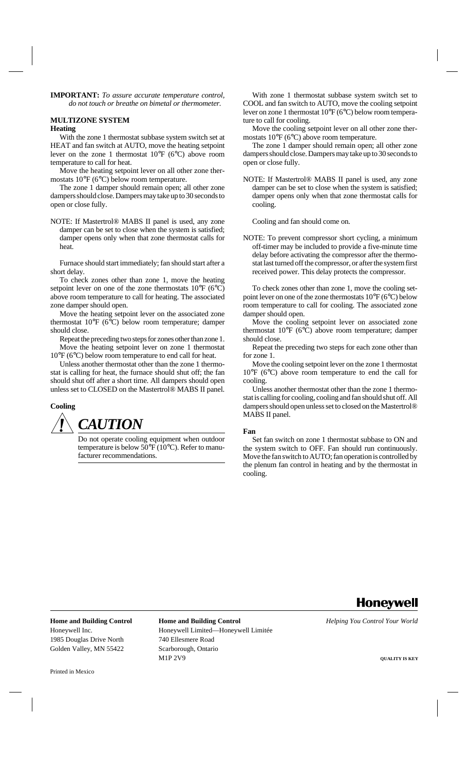**IMPORTANT:** *To assure accurate temperature control, do not touch or breathe on bimetal or thermometer.*

## MULTIZONE SYSTEM

### Heating

With the zone 1 thermostat subbase system switch set at HEAT and fan switch at AUTO, move the heating setpoint lever on the zone 1 thermostat 10°F (6°C) above room temperature to call for heat.

Move the heating setpoint lever on all other zone thermostats 10°F (6°C) below room temperature.

The zone 1 damper should remain open; all other zone dampers should close. Dampers may take up to 30 seconds to open or close fully.

NOTE: If Mastertrol® MABS II panel is used, any zone damper can be set to close when the system is satisfied; damper opens only when that zone thermostat calls for heat.

Furnace should start immediately; fan should start after a short delay.

To check zones other than zone 1, move the heating setpoint lever on one of the zone thermostats 10°F (6°C) above room temperature to call for heating. The associated zone damper should open.

Move the heating setpoint lever on the associated zone thermostat 10°F (6°C) below room temperature; damper should close.

Repeat the preceding two steps for zones other than zone 1.

Move the heating setpoint lever on zone 1 thermostat 10°F (6°C) below room temperature to end call for heat.

Unless another thermostat other than the zone 1 thermostat is calling for heat, the furnace should shut off; the fan should shut off after a short time. All dampers should open unless set to CLOSED on the Mastertrol® MABS II panel.

### Cooling

**⚠ *CAUTION***

Do not operate cooling equipment when outdoor temperature is below 50°F (10°C). Refer to manufacturer recommendations.

With zone 1 thermostat subbase system switch set to COOL and fan switch to AUTO, move the cooling setpoint lever on zone 1 thermostat 10°F (6°C) below room temperature to call for cooling.

Move the cooling setpoint lever on all other zone thermostats 10°F (6°C) above room temperature.

The zone 1 damper should remain open; all other zone dampers should close. Dampers may take up to 30 seconds to open or close fully.

NOTE: If Mastertrol® MABS II panel is used, any zone damper can be set to close when the system is satisfied; damper opens only when that zone thermostat calls for cooling.

Cooling and fan should come on.

NOTE: To prevent compressor short cycling, a minimum off-timer may be included to provide a five-minute time delay before activating the compressor after the thermostat last turned off the compressor, or after the system first received power. This delay protects the compressor.

To check zones other than zone 1, move the cooling setpoint lever on one of the zone thermostats 10°F (6°C) below room temperature to call for cooling. The associated zone damper should open.

Move the cooling setpoint lever on associated zone thermostat 10°F (6°C) above room temperature; damper should close.

Repeat the preceding two steps for each zone other than for zone 1.

Move the cooling setpoint lever on the zone 1 thermostat 10°F (6°C) above room temperature to end the call for cooling.

Unless another thermostat other than the zone 1 thermostat is calling for cooling, cooling and fan should shut off. All dampers should open unless set to closed on the Mastertrol® MABS II panel.

### Fan

Set fan switch on zone 1 thermostat subbase to ON and the system switch to OFF. Fan should run continuously. Move the fan switch to AUTO; fan operation is controlled by the plenum fan control in heating and by the thermostat in cooling.

**Honeywell**

**Home and Building Control**
Honeywell Inc.
1985 Douglas Drive North
Golden Valley, MN 55422

**Home and Building Control**
Honeywell Limited—Honeywell Limitée
740 Ellesmere Road
Scarborough, Ontario
M1P 2V9

*Helping You Control Your World*

**QUALITY IS KEY**

Printed in Mexico